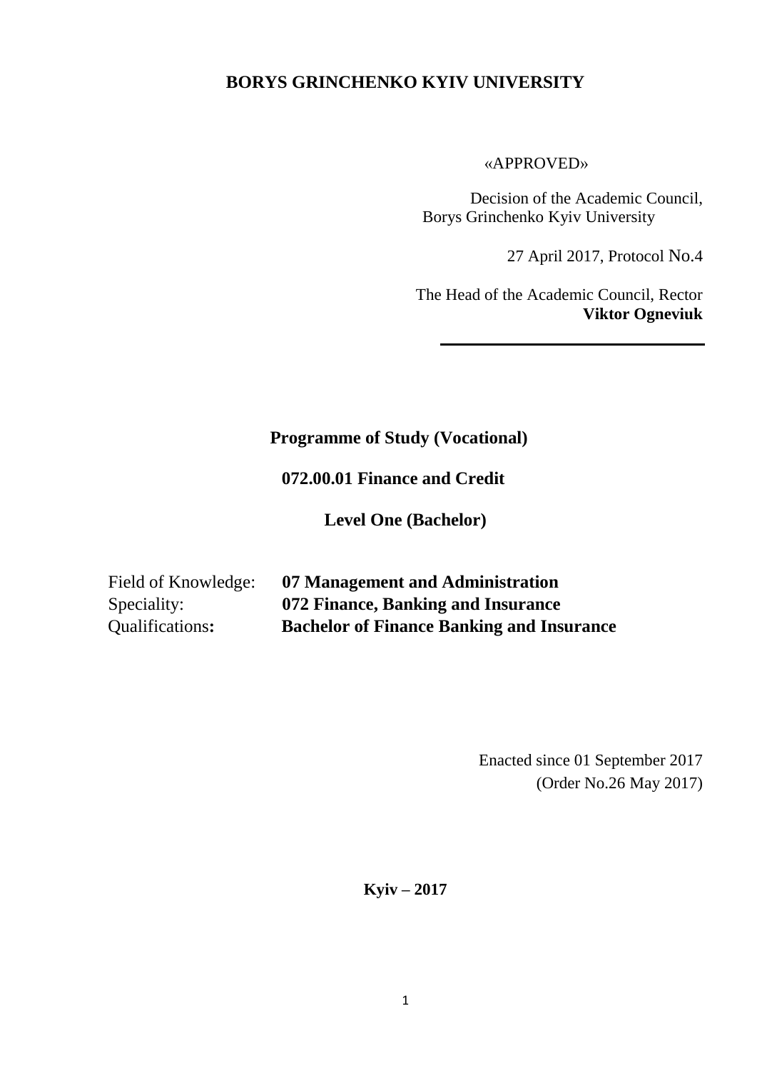**BORYS GRINCHENKO KYIV UNIVERSITY**

«APPROVED»

Decision of the Academic Council,
Borys Grinchenko Kyiv University

27 April 2017, Protocol No.4

The Head of the Academic Council, Rector
**Viktor Ogneviuk**

# Programme of Study (Vocational)

## 072.00.01 Finance and Credit

## Level One (Bachelor)

Field of Knowledge: **07 Management and Administration**
Speciality: **072 Finance, Banking and Insurance**
Qualifications**:** **Bachelor of Finance Banking and Insurance**

Enacted since 01 September 2017
(Order No.26 May 2017)

**Kyiv – 2017**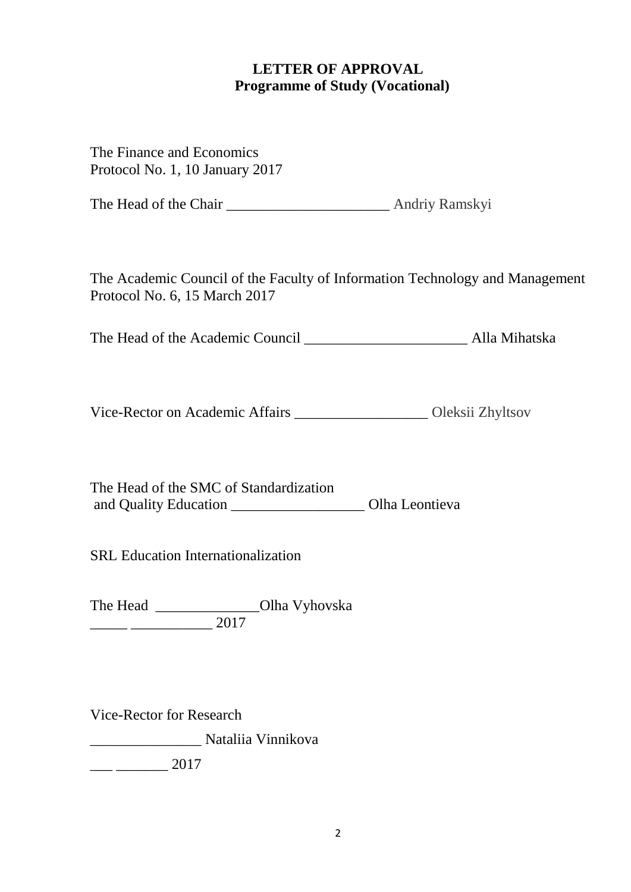**LETTER OF APPROVAL**
**Programme of Study (Vocational)**

The Finance and Economics
Protocol No. 1, 10 January 2017

The Head of the Chair ______________________ Andriy Ramskyi

The Academic Council of the Faculty of Information Technology and Management
Protocol No. 6, 15 March 2017

The Head of the Academic Council ______________________ Alla Mihatska

Vice-Rector on Academic Affairs __________________ Oleksii Zhyltsov

The Head of the SMC of Standardization
and Quality Education __________________ Olha Leontieva

SRL Education Internationalization

The Head ______________Olha Vyhovska
_____ ___________ 2017

Vice-Rector for Research

_______________ Nataliia Vinnikova

___ _______ 2017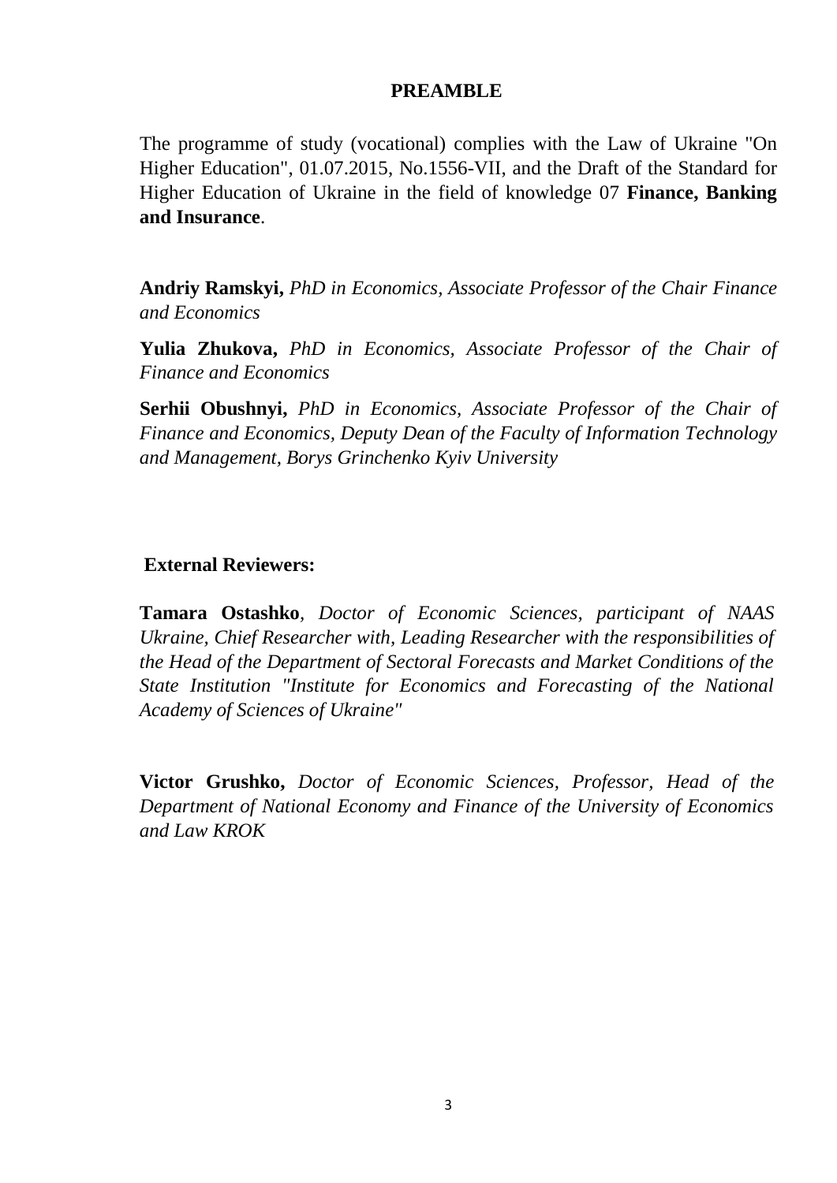# PREAMBLE

The programme of study (vocational) complies with the Law of Ukraine "On Higher Education", 01.07.2015, No.1556-VII, and the Draft of the Standard for Higher Education of Ukraine in the field of knowledge 07 **Finance, Banking and Insurance**.

**Andriy Ramskyi,** *PhD in Economics, Associate Professor of the Chair Finance and Economics*

**Yulia Zhukova,** *PhD in Economics, Associate Professor of the Chair of Finance and Economics*

**Serhii Obushnyi,** *PhD in Economics, Associate Professor of the Chair of Finance and Economics, Deputy Dean of the Faculty of Information Technology and Management, Borys Grinchenko Kyiv University*

**External Reviewers:**

**Tamara Ostashko**, *Doctor of Economic Sciences, participant of NAAS Ukraine, Chief Researcher with, Leading Researcher with the responsibilities of the Head of the Department of Sectoral Forecasts and Market Conditions of the State Institution "Institute for Economics and Forecasting of the National Academy of Sciences of Ukraine"*

**Victor Grushko,** *Doctor of Economic Sciences, Professor, Head of the Department of National Economy and Finance of the University of Economics and Law KROK*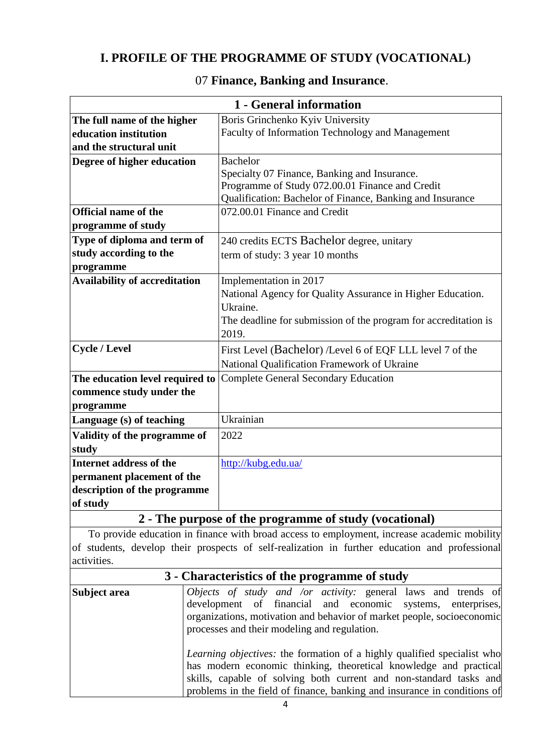# I. PROFILE OF THE PROGRAMME OF STUDY (VOCATIONAL)

## 07 **Finance, Banking and Insurance**.

| **1 - General information** | |
|---|---|
| **The full name of the higher education institution and the structural unit** | Boris Grinchenko Kyiv University<br>Faculty of Information Technology and Management |
| **Degree of higher education** | Bachelor<br>Specialty 07 Finance, Banking and Insurance.<br>Programme of Study 072.00.01 Finance and Credit<br>Qualification: Bachelor of Finance, Banking and Insurance |
| **Official name of the programme of study** | 072.00.01 Finance and Credit |
| **Type of diploma and term of study according to the programme** | 240 credits ECTS Bachelor degree, unitary<br>term of study: 3 year 10 months |
| **Availability of accreditation** | Implementation in 2017<br>National Agency for Quality Assurance in Higher Education. Ukraine.<br>The deadline for submission of the program for accreditation is 2019. |
| **Cycle / Level** | First Level (Bachelor) /Level 6 of EQF LLL level 7 of the National Qualification Framework of Ukraine |
| **The education level required to commence study under the programme** | Complete General Secondary Education |
| **Language (s) of teaching** | Ukrainian |
| **Validity of the programme of study** | 2022 |
| **Internet address of the permanent placement of the description of the programme of study** | http://kubg.edu.ua/ |
| **2 - The purpose of the programme of study (vocational)** | |
| To provide education in finance with broad access to employment, increase academic mobility of students, develop their prospects of self-realization in further education and professional activities. | |
| **3 - Characteristics of the programme of study** | |
| **Subject area** | *Objects of study and /or activity:* general laws and trends of development of financial and economic systems, enterprises, organizations, motivation and behavior of market people, socioeconomic processes and their modeling and regulation.<br><br>*Learning objectives:* the formation of a highly qualified specialist who has modern economic thinking, theoretical knowledge and practical skills, capable of solving both current and non-standard tasks and problems in the field of finance, banking and insurance in conditions of |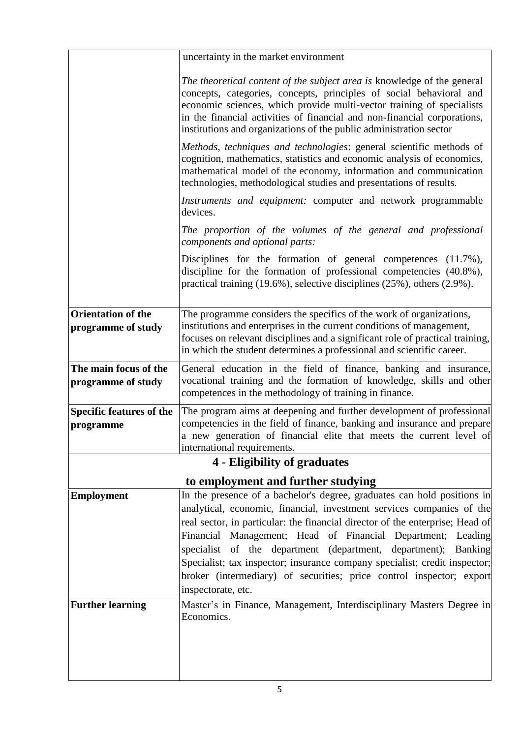| | |
|---|---|
| | uncertainty in the market environment<br><br>*The theoretical content of the subject area is* knowledge of the general concepts, categories, concepts, principles of social behavioral and economic sciences, which provide multi-vector training of specialists in the financial activities of financial and non-financial corporations, institutions and organizations of the public administration sector<br><br>*Methods, techniques and technologies*: general scientific methods of cognition, mathematics, statistics and economic analysis of economics, mathematical model of the economy, information and communication technologies, methodological studies and presentations of results.<br><br>*Instruments and equipment:* computer and network programmable devices.<br><br>*The proportion of the volumes of the general and professional components and optional parts:*<br><br>Disciplines for the formation of general competences (11.7%), discipline for the formation of professional competencies (40.8%), practical training (19.6%), selective disciplines (25%), others (2.9%). |
| **Orientation of the programme of study** | The programme considers the specifics of the work of organizations, institutions and enterprises in the current conditions of management, focuses on relevant disciplines and a significant role of practical training, in which the student determines a professional and scientific career. |
| **The main focus of the programme of study** | General education in the field of finance, banking and insurance, vocational training and the formation of knowledge, skills and other competences in the methodology of training in finance. |
| **Specific features of the programme** | The program aims at deepening and further development of professional competencies in the field of finance, banking and insurance and prepare a new generation of financial elite that meets the current level of international requirements. |
| **4 - Eligibility of graduates to employment and further studying** | |
| **Employment** | In the presence of a bachelor's degree, graduates can hold positions in analytical, economic, financial, investment services companies of the real sector, in particular: the financial director of the enterprise; Head of Financial Management; Head of Financial Department; Leading specialist of the department (department, department); Banking Specialist; tax inspector; insurance company specialist; credit inspector; broker (intermediary) of securities; price control inspector; export inspectorate, etc. |
| **Further learning** | Master's in Finance, Management, Interdisciplinary Masters Degree in Economics. |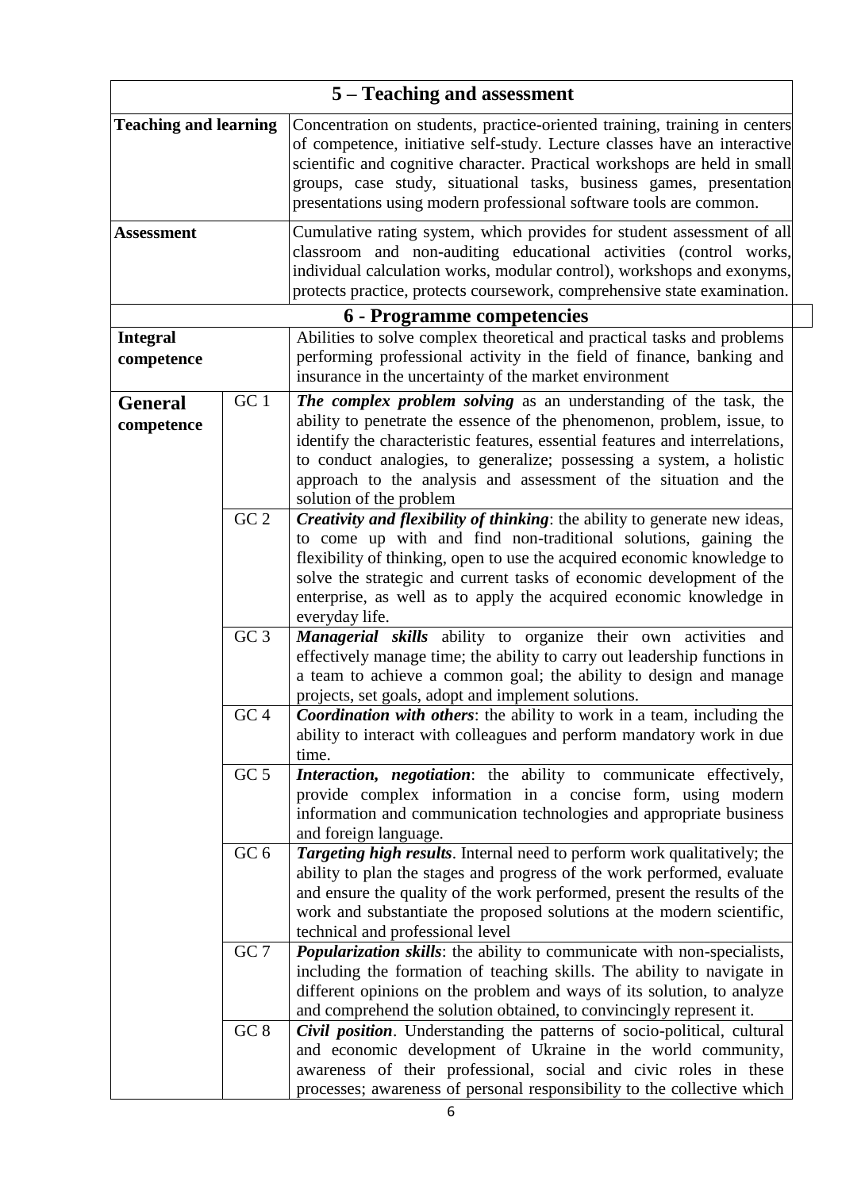| 5 – Teaching and assessment | | |
|---|---|---|
| **Teaching and learning** | | Concentration on students, practice-oriented training, training in centers of competence, initiative self-study. Lecture classes have an interactive scientific and cognitive character. Practical workshops are held in small groups, case study, situational tasks, business games, presentation presentations using modern professional software tools are common. |
| **Assessment** | | Cumulative rating system, which provides for student assessment of all classroom and non-auditing educational activities (control works, individual calculation works, modular control), workshops and exonyms, protects practice, protects coursework, comprehensive state examination. |
| **6 - Programme competencies** | | |
| **Integral competence** | | Abilities to solve complex theoretical and practical tasks and problems performing professional activity in the field of finance, banking and insurance in the uncertainty of the market environment |
| **General competence** | GC 1 | ***The complex problem solving*** as an understanding of the task, the ability to penetrate the essence of the phenomenon, problem, issue, to identify the characteristic features, essential features and interrelations, to conduct analogies, to generalize; possessing a system, a holistic approach to the analysis and assessment of the situation and the solution of the problem |
| | GC 2 | ***Creativity and flexibility of thinking***: the ability to generate new ideas, to come up with and find non-traditional solutions, gaining the flexibility of thinking, open to use the acquired economic knowledge to solve the strategic and current tasks of economic development of the enterprise, as well as to apply the acquired economic knowledge in everyday life. |
| | GC 3 | ***Managerial skills*** ability to organize their own activities and effectively manage time; the ability to carry out leadership functions in a team to achieve a common goal; the ability to design and manage projects, set goals, adopt and implement solutions. |
| | GC 4 | ***Coordination with others***: the ability to work in a team, including the ability to interact with colleagues and perform mandatory work in due time. |
| | GC 5 | ***Interaction, negotiation***: the ability to communicate effectively, provide complex information in a concise form, using modern information and communication technologies and appropriate business and foreign language. |
| | GC 6 | ***Targeting high results***. Internal need to perform work qualitatively; the ability to plan the stages and progress of the work performed, evaluate and ensure the quality of the work performed, present the results of the work and substantiate the proposed solutions at the modern scientific, technical and professional level |
| | GC 7 | ***Popularization skills***: the ability to communicate with non-specialists, including the formation of teaching skills. The ability to navigate in different opinions on the problem and ways of its solution, to analyze and comprehend the solution obtained, to convincingly represent it. |
| | GC 8 | ***Civil position***. Understanding the patterns of socio-political, cultural and economic development of Ukraine in the world community, awareness of their professional, social and civic roles in these processes; awareness of personal responsibility to the collective which |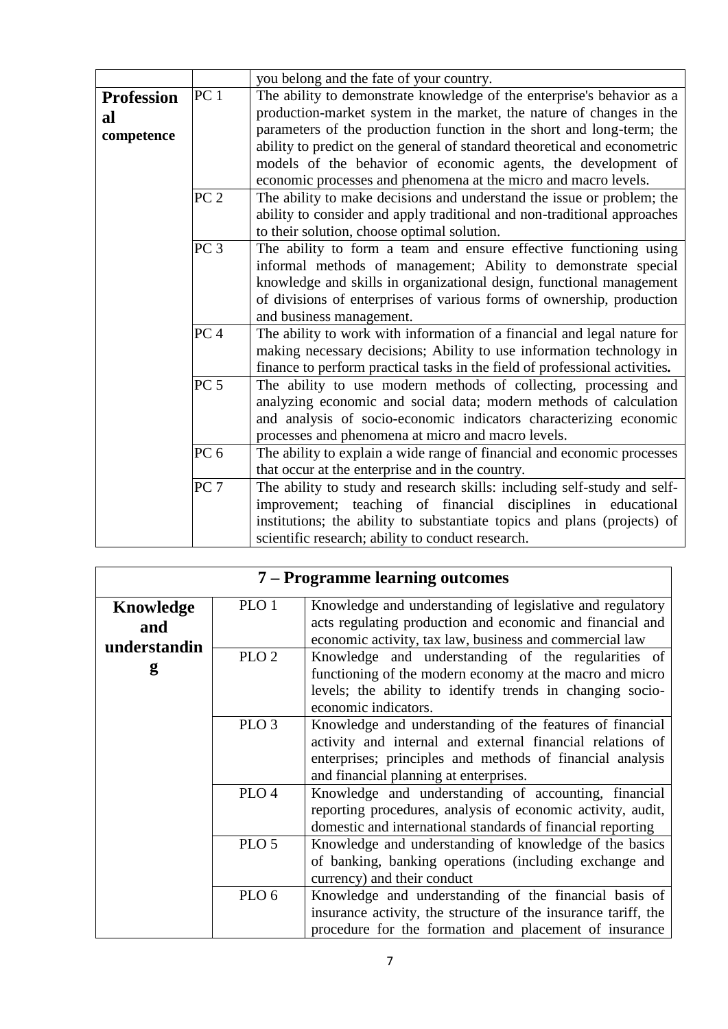| | | |
|---|---|---|
| | | you belong and the fate of your country. |
| **Professional competence** | PC 1 | The ability to demonstrate knowledge of the enterprise's behavior as a production-market system in the market, the nature of changes in the parameters of the production function in the short and long-term; the ability to predict on the general of standard theoretical and econometric models of the behavior of economic agents, the development of economic processes and phenomena at the micro and macro levels. |
| | PC 2 | The ability to make decisions and understand the issue or problem; the ability to consider and apply traditional and non-traditional approaches to their solution, choose optimal solution. |
| | PC 3 | The ability to form a team and ensure effective functioning using informal methods of management; Ability to demonstrate special knowledge and skills in organizational design, functional management of divisions of enterprises of various forms of ownership, production and business management. |
| | PC 4 | The ability to work with information of a financial and legal nature for making necessary decisions; Ability to use information technology in finance to perform practical tasks in the field of professional activities**.** |
| | PC 5 | The ability to use modern methods of collecting, processing and analyzing economic and social data; modern methods of calculation and analysis of socio-economic indicators characterizing economic processes and phenomena at micro and macro levels. |
| | PC 6 | The ability to explain a wide range of financial and economic processes that occur at the enterprise and in the country. |
| | PC 7 | The ability to study and research skills: including self-study and self-improvement; teaching of financial disciplines in educational institutions; the ability to substantiate topics and plans (projects) of scientific research; ability to conduct research. |

| **7 – Programme learning outcomes** | | |
|---|---|---|
| **Knowledge and understanding** | PLO 1 | Knowledge and understanding of legislative and regulatory acts regulating production and economic and financial and economic activity, tax law, business and commercial law |
| | PLO 2 | Knowledge and understanding of the regularities of functioning of the modern economy at the macro and micro levels; the ability to identify trends in changing socio-economic indicators. |
| | PLO 3 | Knowledge and understanding of the features of financial activity and internal and external financial relations of enterprises; principles and methods of financial analysis and financial planning at enterprises. |
| | PLO 4 | Knowledge and understanding of accounting, financial reporting procedures, analysis of economic activity, audit, domestic and international standards of financial reporting |
| | PLO 5 | Knowledge and understanding of knowledge of the basics of banking, banking operations (including exchange and currency) and their conduct |
| | PLO 6 | Knowledge and understanding of the financial basis of insurance activity, the structure of the insurance tariff, the procedure for the formation and placement of insurance |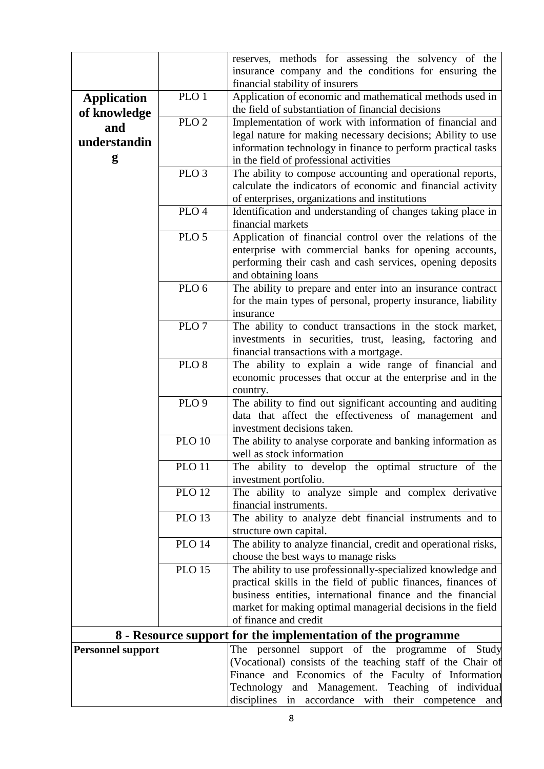| | | |
|---|---|---|
| | | reserves, methods for assessing the solvency of the insurance company and the conditions for ensuring the financial stability of insurers |
| **Application of knowledge and understanding** | PLO 1 | Application of economic and mathematical methods used in the field of substantiation of financial decisions |
| | PLO 2 | Implementation of work with information of financial and legal nature for making necessary decisions; Ability to use information technology in finance to perform practical tasks in the field of professional activities |
| | PLO 3 | The ability to compose accounting and operational reports, calculate the indicators of economic and financial activity of enterprises, organizations and institutions |
| | PLO 4 | Identification and understanding of changes taking place in financial markets |
| | PLO 5 | Application of financial control over the relations of the enterprise with commercial banks for opening accounts, performing their cash and cash services, opening deposits and obtaining loans |
| | PLO 6 | The ability to prepare and enter into an insurance contract for the main types of personal, property insurance, liability insurance |
| | PLO 7 | The ability to conduct transactions in the stock market, investments in securities, trust, leasing, factoring and financial transactions with a mortgage. |
| | PLO 8 | The ability to explain a wide range of financial and economic processes that occur at the enterprise and in the country. |
| | PLO 9 | The ability to find out significant accounting and auditing data that affect the effectiveness of management and investment decisions taken. |
| | PLO 10 | The ability to analyse corporate and banking information as well as stock information |
| | PLO 11 | The ability to develop the optimal structure of the investment portfolio. |
| | PLO 12 | The ability to analyze simple and complex derivative financial instruments. |
| | PLO 13 | The ability to analyze debt financial instruments and to structure own capital. |
| | PLO 14 | The ability to analyze financial, credit and operational risks, choose the best ways to manage risks |
| | PLO 15 | The ability to use professionally-specialized knowledge and practical skills in the field of public finances, finances of business entities, international finance and the financial market for making optimal managerial decisions in the field of finance and credit |
| **8 - Resource support for the implementation of the programme** | | |
| **Personnel support** | | The personnel support of the programme of Study (Vocational) consists of the teaching staff of the Chair of Finance and Economics of the Faculty of Information Technology and Management. Teaching of individual disciplines in accordance with their competence and |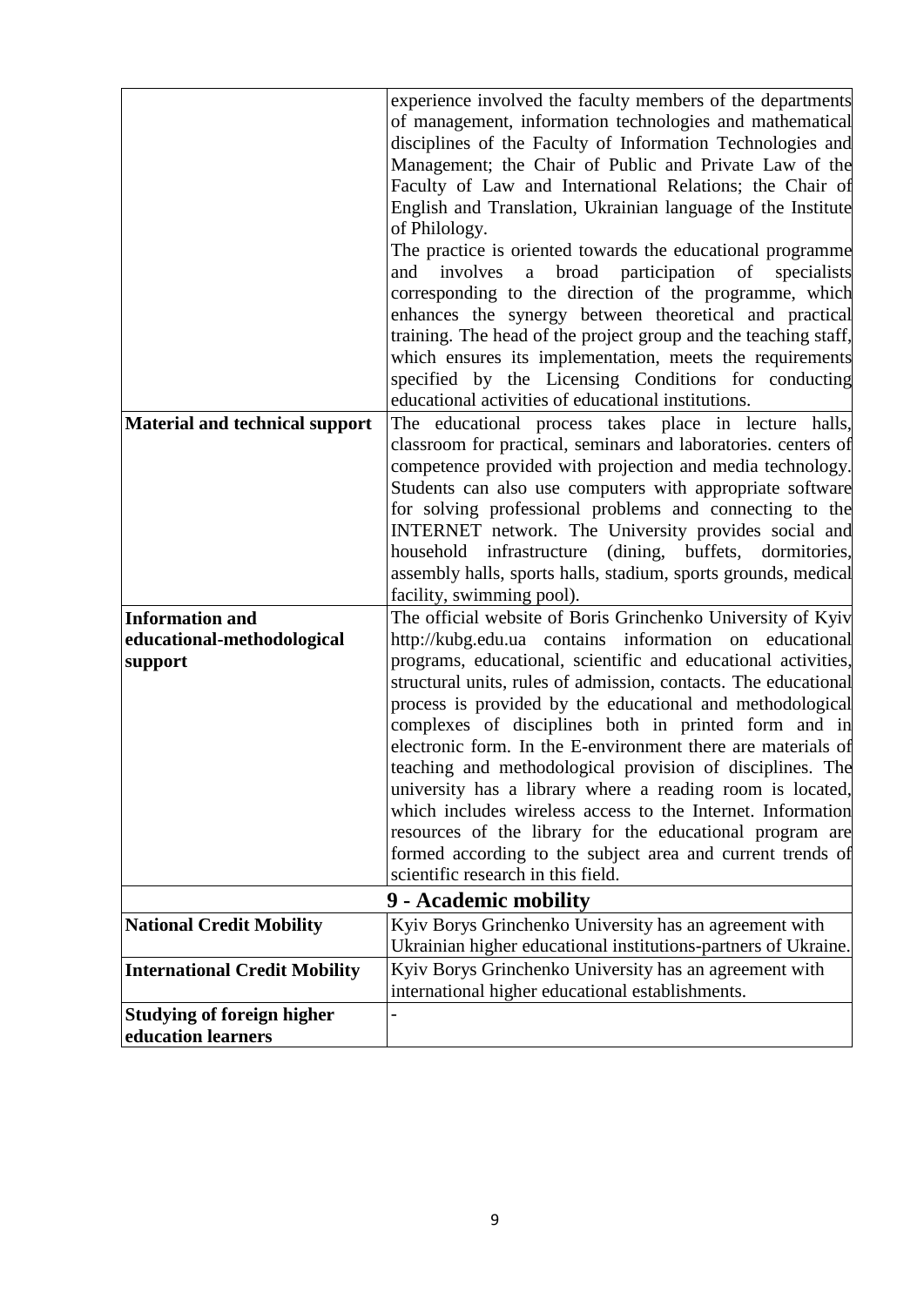| | |
|---|---|
| | experience involved the faculty members of the departments of management, information technologies and mathematical disciplines of the Faculty of Information Technologies and Management; the Chair of Public and Private Law of the Faculty of Law and International Relations; the Chair of English and Translation, Ukrainian language of the Institute of Philology.<br>The practice is oriented towards the educational programme and involves a broad participation of specialists corresponding to the direction of the programme, which enhances the synergy between theoretical and practical training. The head of the project group and the teaching staff, which ensures its implementation, meets the requirements specified by the Licensing Conditions for conducting educational activities of educational institutions. |
| **Material and technical support** | The educational process takes place in lecture halls, classroom for practical, seminars and laboratories. centers of competence provided with projection and media technology. Students can also use computers with appropriate software for solving professional problems and connecting to the INTERNET network. The University provides social and household infrastructure (dining, buffets, dormitories, assembly halls, sports halls, stadium, sports grounds, medical facility, swimming pool). |
| **Information and educational-methodological support** | The official website of Boris Grinchenko University of Kyiv http://kubg.edu.ua contains information on educational programs, educational, scientific and educational activities, structural units, rules of admission, contacts. The educational process is provided by the educational and methodological complexes of disciplines both in printed form and in electronic form. In the E-environment there are materials of teaching and methodological provision of disciplines. The university has a library where a reading room is located, which includes wireless access to the Internet. Information resources of the library for the educational program are formed according to the subject area and current trends of scientific research in this field. |
| | **9 - Academic mobility** |
| **National Credit Mobility** | Kyiv Borys Grinchenko University has an agreement with Ukrainian higher educational institutions-partners of Ukraine. |
| **International Credit Mobility** | Kyiv Borys Grinchenko University has an agreement with international higher educational establishments. |
| **Studying of foreign higher education learners** | - |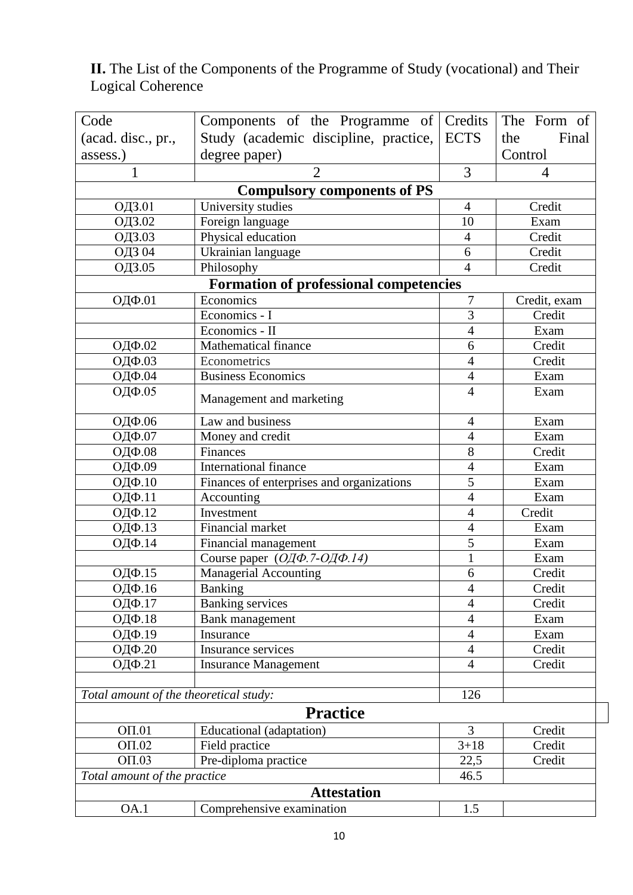**II.** The List of the Components of the Programme of Study (vocational) and Their Logical Coherence

| Code (acad. disc., pr., assess.) | Components of the Programme of Study (academic discipline, practice, degree paper) | Credits ECTS | The Form of the Final Control |
|---|---|---|---|
| 1 | 2 | 3 | 4 |
| **Compulsory components of PS** | | | |
| ОДЗ.01 | University studies | 4 | Credit |
| ОДЗ.02 | Foreign language | 10 | Exam |
| ОДЗ.03 | Physical education | 4 | Credit |
| ОДЗ 04 | Ukrainian language | 6 | Credit |
| ОДЗ.05 | Philosophy | 4 | Credit |
| **Formation of professional competencies** | | | |
| ОДФ.01 | Economics | 7 | Credit, exam |
| | Economics - I | 3 | Credit |
| | Economics - II | 4 | Exam |
| ОДФ.02 | Mathematical finance | 6 | Credit |
| ОДФ.03 | Econometrics | 4 | Credit |
| ОДФ.04 | Business Economics | 4 | Exam |
| ОДФ.05 | Management and marketing | 4 | Exam |
| ОДФ.06 | Law and business | 4 | Exam |
| ОДФ.07 | Money and credit | 4 | Exam |
| ОДФ.08 | Finances | 8 | Credit |
| ОДФ.09 | International finance | 4 | Exam |
| ОДФ.10 | Finances of enterprises and organizations | 5 | Exam |
| ОДФ.11 | Accounting | 4 | Exam |
| ОДФ.12 | Investment | 4 | Credit |
| ОДФ.13 | Financial market | 4 | Exam |
| ОДФ.14 | Financial management | 5 | Exam |
| | Course paper (*ОДФ.7-ОДФ.14)* | 1 | Exam |
| ОДФ.15 | Managerial Accounting | 6 | Credit |
| ОДФ.16 | Banking | 4 | Credit |
| ОДФ.17 | Banking services | 4 | Credit |
| ОДФ.18 | Bank management | 4 | Exam |
| ОДФ.19 | Insurance | 4 | Exam |
| ОДФ.20 | Insurance services | 4 | Credit |
| ОДФ.21 | Insurance Management | 4 | Credit |
| | | | |
| *Total amount of the theoretical study:* | | 126 | |
| **Practice** | | | |
| ОП.01 | Educational (adaptation) | 3 | Credit |
| ОП.02 | Field practice | 3+18 | Credit |
| ОП.03 | Pre-diploma practice | 22,5 | Credit |
| *Total amount of the practice* | | 46.5 | |
| **Attestation** | | | |
| ОА.1 | Comprehensive examination | 1.5 | |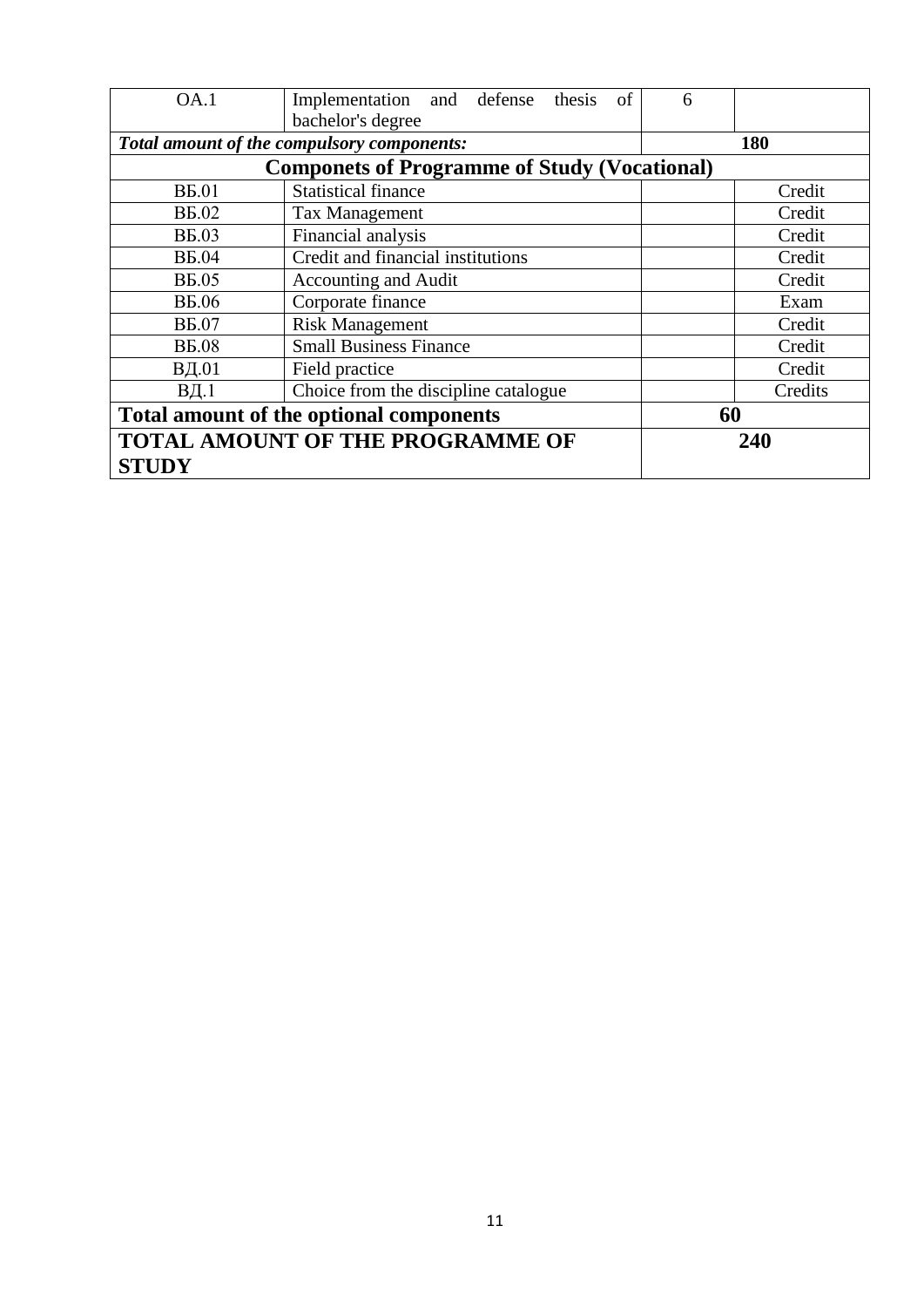| | | | |
|---|---|---|---|
| OA.1 | Implementation and defense thesis of bachelor's degree | 6 | |
| ***Total amount of the compulsory components:*** | | **180** | |
| **Componets of Programme of Study (Vocational)** | | | |
| ВБ.01 | Statistical finance | | Credit |
| ВБ.02 | Tax Management | | Credit |
| ВБ.03 | Financial analysis | | Credit |
| ВБ.04 | Credit and financial institutions | | Credit |
| ВБ.05 | Accounting and Audit | | Credit |
| ВБ.06 | Corporate finance | | Exam |
| ВБ.07 | Risk Management | | Credit |
| ВБ.08 | Small Business Finance | | Credit |
| ВД.01 | Field practice | | Credit |
| ВД.1 | Choice from the discipline catalogue | | Credits |
| **Total amount of the optional components** | | **60** | |
| **TOTAL AMOUNT OF THE PROGRAMME OF STUDY** | | **240** | |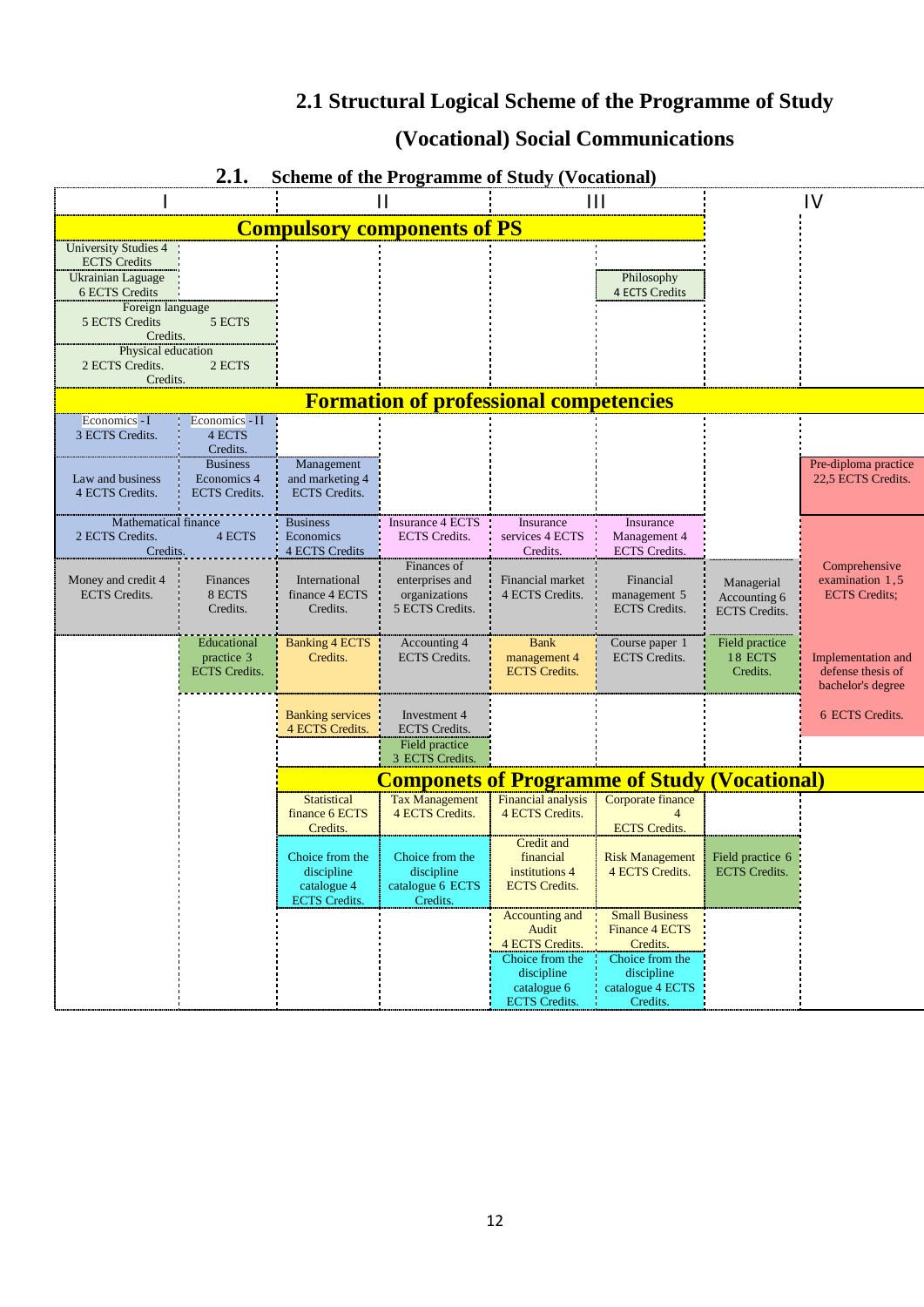## 2.1 Structural Logical Scheme of the Programme of Study

## (Vocational) Social Communications

### 2.1. Scheme of the Programme of Study (Vocational)

| I | | II | | III | | | IV |
|---|---|---|---|---|---|---|---|
| **Compulsory components of PS** | | | | | | | |
| University Studies 4 ECTS Credits | | | | | | | |
| Ukrainian Laguage 6 ECTS Credits | | | | | Philosophy 4 ECTS Credits | | |
| Foreign language 5 ECTS Credits | 5 ECTS Credits. | | | | | | |
| Physical education 2 ECTS Credits. | 2 ECTS Credits. | | | | | | |
| **Formation of professional competencies** | | | | | | | |
| Economics - I 3 ECTS Credits. | Economics - II 4 ECTS Credits. | | | | | | |
| Law and business 4 ECTS Credits. | Business Economics 4 ECTS Credits. | Management and marketing 4 ECTS Credits. | | | | | Pre-diploma practice 22,5 ECTS Credits. |
| Mathematical finance 2 ECTS Credits. | 4 ECTS Credits. | Business Economics 4 ECTS Credits | Insurance 4 ECTS ECTS Credits. | Insurance services 4 ECTS Credits. | Insurance Management 4 ECTS Credits. | | |
| Money and credit 4 ECTS Credits. | Finances 8 ECTS Credits. | International finance 4 ECTS Credits. | Finances of enterprises and organizations 5 ECTS Credits. | Financial market 4 ECTS Credits. | Financial management 5 ECTS Credits. | Managerial Accounting 6 ECTS Credits. | Comprehensive examination 1,5 ECTS Credits; |
| | Educational practice 3 ECTS Credits. | Banking 4 ECTS Credits. | Accounting 4 ECTS Credits. | Bank management 4 ECTS Credits. | Course paper 1 ECTS Credits. | Field practice 18 ECTS Credits. | Implementation and defense thesis of bachelor's degree 6 ECTS Credits. |
| | | Banking services 4 ECTS Credits. | Investment 4 ECTS Credits. | | | | |
| | | | Field practice 3 ECTS Credits. | | | | |
| | | **Componets of Programme of Study (Vocational)** | | | | | |
| | | Statistical finance 6 ECTS Credits. | Tax Management 4 ECTS Credits. | Financial analysis 4 ECTS Credits. | Corporate finance 4 ECTS Credits. | | |
| | | Choice from the discipline catalogue 4 ECTS Credits. | Choice from the discipline catalogue 6 ECTS Credits. | Credit and financial institutions 4 ECTS Credits. | Risk Management 4 ECTS Credits. | Field practice 6 ECTS Credits. | |
| | | | | Accounting and Audit 4 ECTS Credits. | Small Business Finance 4 ECTS Credits. | | |
| | | | | Choice from the discipline catalogue 6 ECTS Credits. | Choice from the discipline catalogue 4 ECTS Credits. | | |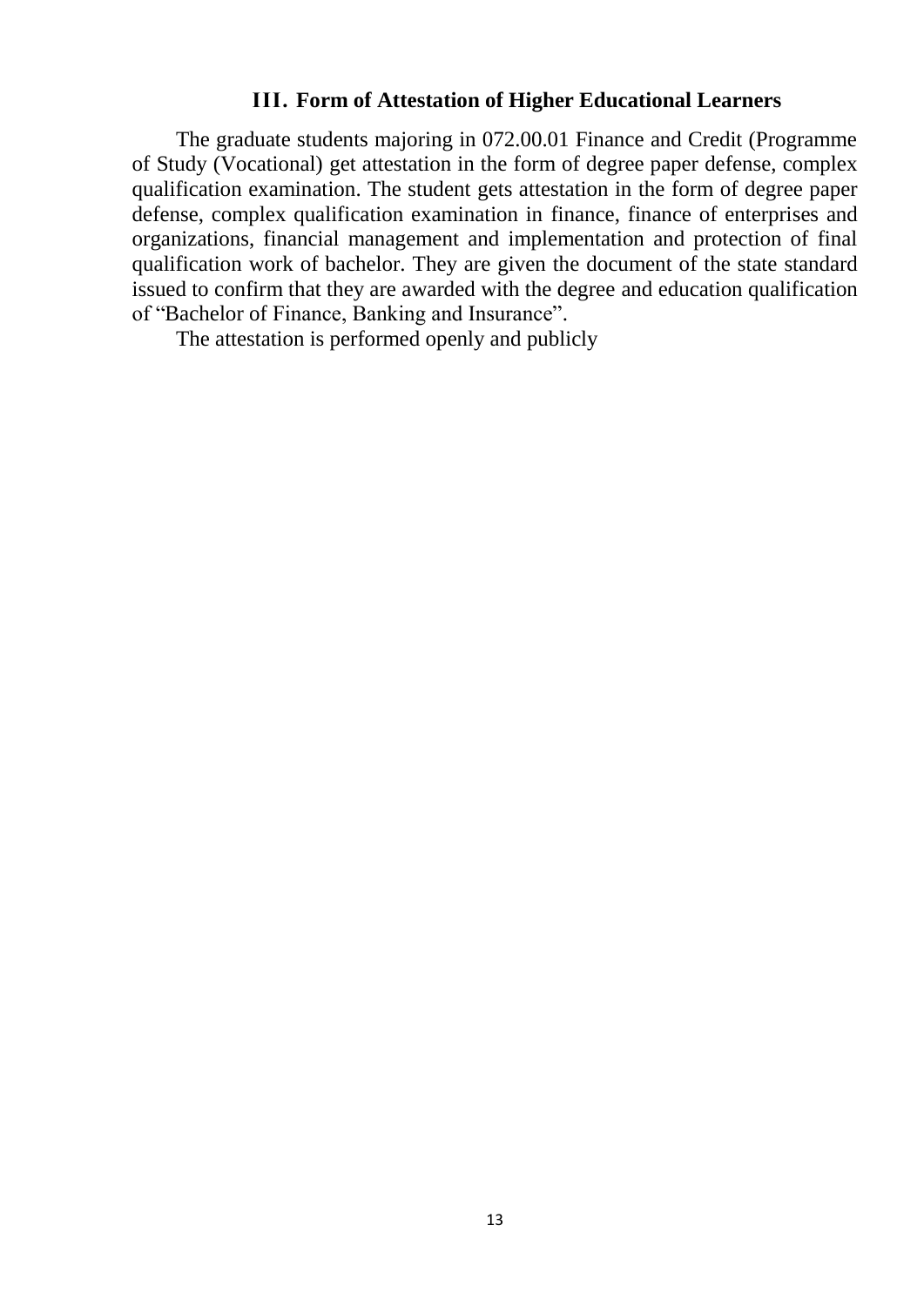## III. Form of Attestation of Higher Educational Learners

The graduate students majoring in 072.00.01 Finance and Credit (Programme of Study (Vocational) get attestation in the form of degree paper defense, complex qualification examination. The student gets attestation in the form of degree paper defense, complex qualification examination in finance, finance of enterprises and organizations, financial management and implementation and protection of final qualification work of bachelor. They are given the document of the state standard issued to confirm that they are awarded with the degree and education qualification of "Bachelor of Finance, Banking and Insurance".

The attestation is performed openly and publicly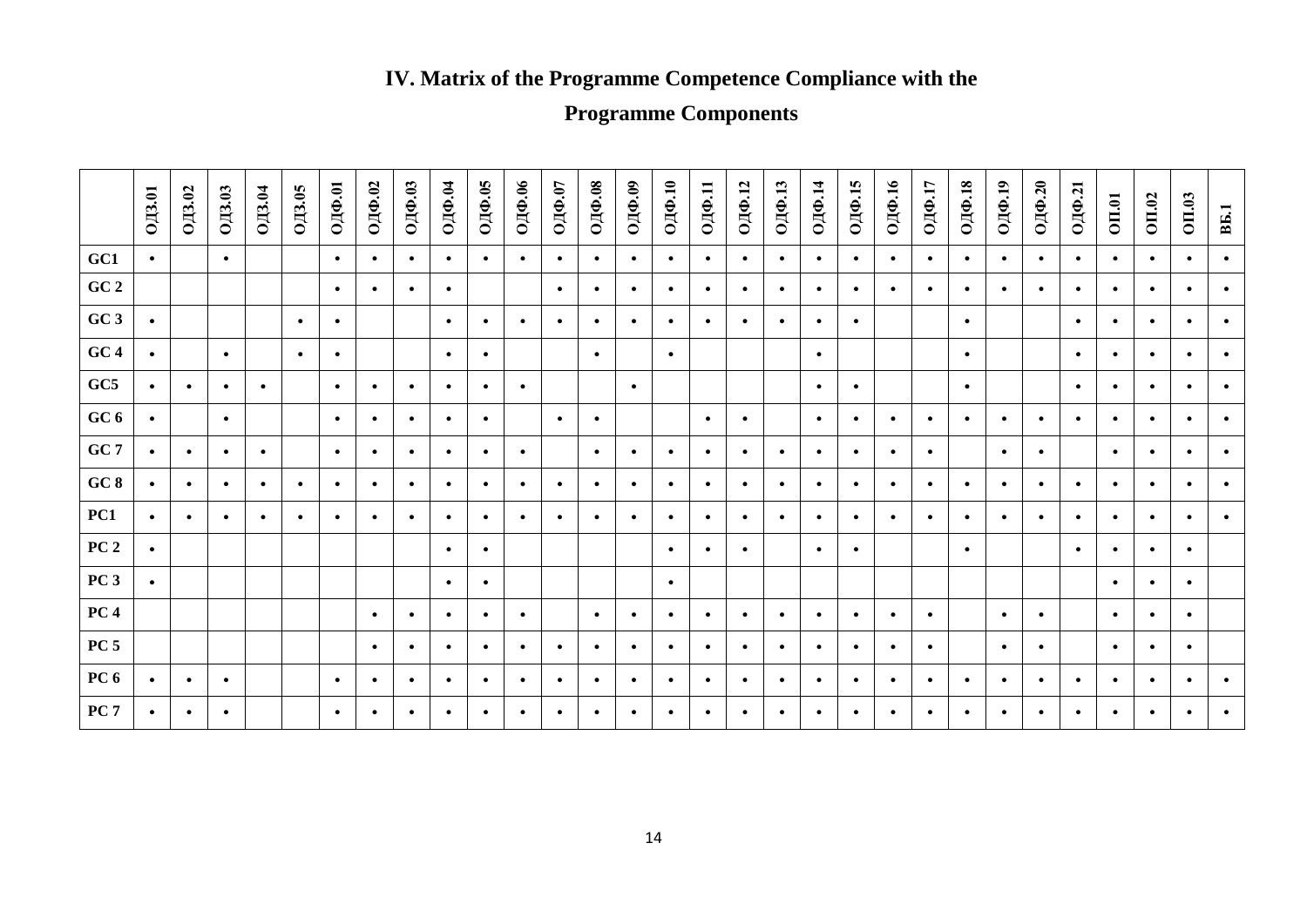## IV. Matrix of the Programme Competence Compliance with the Programme Components

| | ОДЗ.01 | ОДЗ.02 | ОДЗ.03 | ОДЗ.04 | ОДЗ.05 | ОДФ.01 | ОДФ.02 | ОДФ.03 | ОДФ.04 | ОДФ.05 | ОДФ.06 | ОДФ.07 | ОДФ.08 | ОДФ.09 | ОДФ.10 | ОДФ.11 | ОДФ.12 | ОДФ.13 | ОДФ.14 | ОДФ.15 | ОДФ.16 | ОДФ.17 | ОДФ.18 | ОДФ.19 | ОДФ.20 | ОДФ.21 | ОП.01 | ОП.02 | ОП.03 | ВБ.1 |
|---|---|---|---|---|---|---|---|---|---|---|---|---|---|---|---|---|---|---|---|---|---|---|---|---|---|---|---|---|---|---|
| **GC1** | • | | • | | | • | • | • | • | • | • | • | • | • | • | • | • | • | • | • | • | • | • | • | • | • | • | • | • | • |
| **GC 2** | | | | | | • | • | • | • | | | • | • | • | • | • | • | • | • | • | • | • | • | • | • | • | • | • | • | • |
| **GC 3** | • | | | | • | • | | | • | • | • | • | • | • | • | • | • | • | • | • | | | • | | | • | • | • | • | • |
| **GC 4** | • | | • | | • | • | | | • | • | | | • | | • | | | | • | | | | • | | | • | • | • | • | • |
| **GC5** | • | • | • | • | | • | • | • | • | • | • | | | • | | | | | • | • | | | • | | | • | • | • | • | • |
| **GC 6** | • | | • | | | • | • | • | • | • | | • | • | | | • | • | | • | • | • | • | • | • | • | • | • | • | • | • |
| **GC 7** | • | • | • | • | | • | • | • | • | • | • | | • | • | • | • | • | • | • | • | • | • | | • | • | | • | • | • | • |
| **GC 8** | • | • | • | • | • | • | • | • | • | • | • | • | • | • | • | • | • | • | • | • | • | • | • | • | • | • | • | • | • | • |
| **PC1** | • | • | • | • | • | • | • | • | • | • | • | • | • | • | • | • | • | • | • | • | • | • | • | • | • | • | • | • | • | • |
| **PC 2** | • | | | | | | | | • | • | | | | | • | • | • | | • | • | | | • | | | • | • | • | • | |
| **PC 3** | • | | | | | | | | • | • | | | | | • | | | | | | | | | | | | • | • | • | |
| **PC 4** | | | | | | | • | • | • | • | • | | • | • | • | • | • | • | • | • | • | • | | • | • | | • | • | • | |
| **PC 5** | | | | | | | • | • | • | • | • | • | • | • | • | • | • | • | • | • | • | • | | • | • | | • | • | • | |
| **PC 6** | • | • | • | | | • | • | • | • | • | • | • | • | • | • | • | • | • | • | • | • | • | • | • | • | • | • | • | • | • |
| **PC 7** | • | • | • | | | • | • | • | • | • | • | • | • | • | • | • | • | • | • | • | • | • | • | • | • | • | • | • | • | • |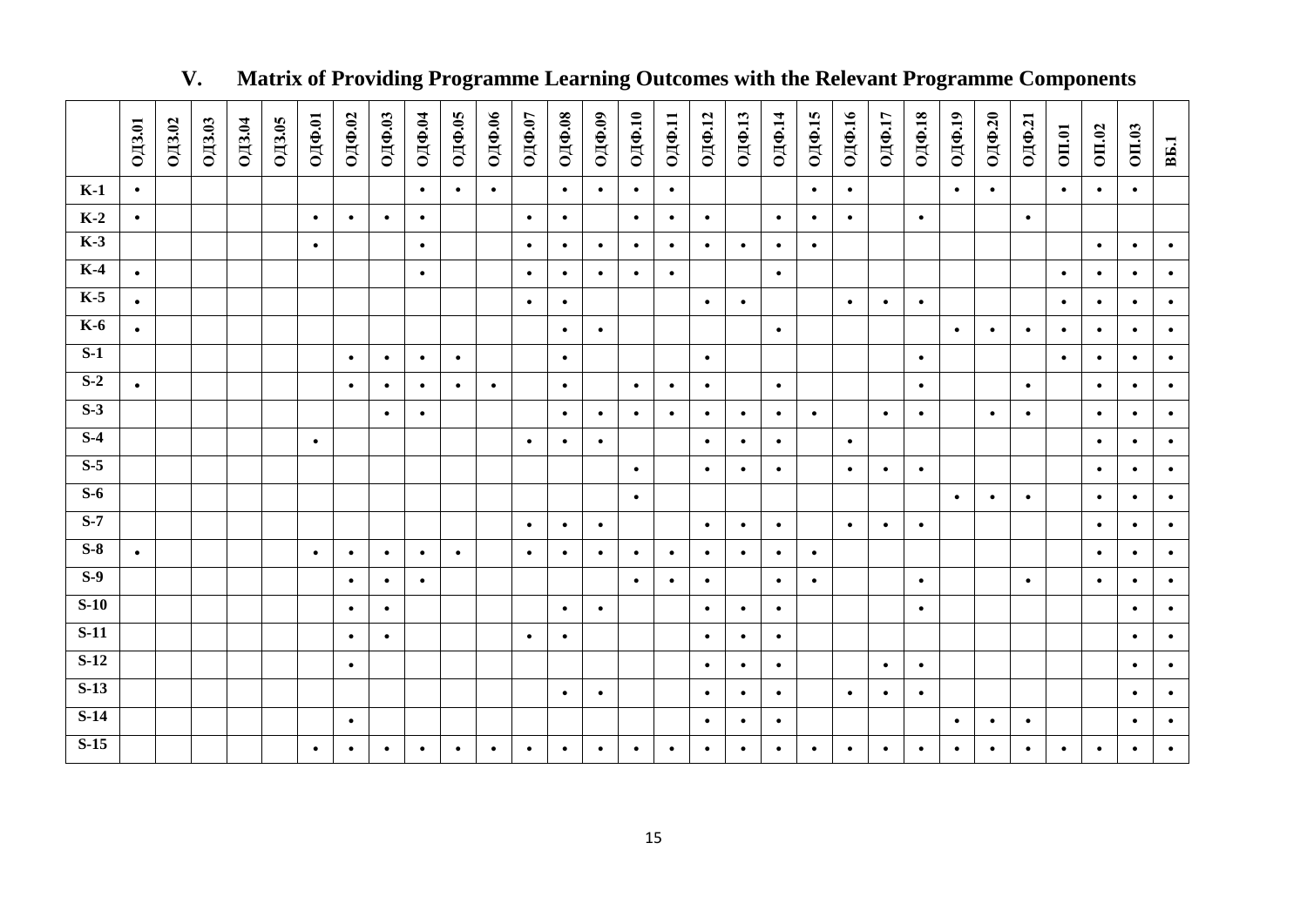## V. Matrix of Providing Programme Learning Outcomes with the Relevant Programme Components

| | ОДЗ.01 | ОДЗ.02 | ОДЗ.03 | ОДЗ.04 | ОДЗ.05 | ОДФ.01 | ОДФ.02 | ОДФ.03 | ОДФ.04 | ОДФ.05 | ОДФ.06 | ОДФ.07 | ОДФ.08 | ОДФ.09 | ОДФ.10 | ОДФ.11 | ОДФ.12 | ОДФ.13 | ОДФ.14 | ОДФ.15 | ОДФ.16 | ОДФ.17 | ОДФ.18 | ОДФ.19 | ОДФ.20 | ОДФ.21 | ОП.01 | ОП.02 | ОП.03 | ВБ.1 |
|---|---|---|---|---|---|---|---|---|---|---|---|---|---|---|---|---|---|---|---|---|---|---|---|---|---|---|---|---|---|---|
| K-1 | • | | | | | | | | • | • | • | | • | • | • | • | | | | • | • | | | • | • | | • | • | • | |
| K-2 | • | | | | | • | • | • | • | | | • | • | | • | • | • | | • | • | • | | • | | | • | | | | |
| K-3 | | | | | | • | | | • | | | • | • | • | • | • | • | • | • | • | | | | | | | | • | • | • |
| K-4 | • | | | | | | | | • | | | • | • | • | • | • | | | • | | | | | | | | • | • | • | • |
| K-5 | • | | | | | | | | | | | • | • | | | | • | • | | | • | • | • | | | | • | • | • | • |
| K-6 | • | | | | | | | | | | | | • | • | | | | | • | | | | | • | • | • | • | • | • | • |
| S-1 | | | | | | | • | • | • | • | | | • | | | | • | | | | | | • | | | | • | • | • | • |
| S-2 | • | | | | | | • | • | • | • | • | | • | | • | • | • | | • | | | | • | | | • | | • | • | • |
| S-3 | | | | | | | | • | • | | | | • | • | • | • | • | • | • | • | | • | • | | • | • | | • | • | • |
| S-4 | | | | | | • | | | | | | • | • | • | | | • | • | • | | • | | | | | | | • | • | • |
| S-5 | | | | | | | | | | | | | | | • | | • | • | • | | • | • | • | | | | | • | • | • |
| S-6 | | | | | | | | | | | | | | | • | | | | | | | | | • | • | • | | • | • | • |
| S-7 | | | | | | | | | | | | • | • | • | | | • | • | • | | • | • | • | | | | | • | • | • |
| S-8 | • | | | | | • | • | • | • | • | | • | • | • | • | • | • | • | • | • | | | | | | | | • | • | • |
| S-9 | | | | | | | • | • | • | | | | | | • | • | • | | • | • | | | • | | | • | | • | • | • |
| S-10 | | | | | | | • | • | | | | | • | • | | | • | • | • | | | | • | | | | | | • | • |
| S-11 | | | | | | | • | • | | | | • | • | | | | • | • | • | | | | | | | | | | • | • |
| S-12 | | | | | | | • | | | | | | | | | | • | • | • | | | • | • | | | | | | • | • |
| S-13 | | | | | | | | | | | | | • | • | | | • | • | • | | • | • | • | | | | | | • | • |
| S-14 | | | | | | | • | | | | | | | | | | • | • | • | | | | | • | • | • | | | • | • |
| S-15 | | | | | | • | • | • | • | • | • | • | • | • | • | • | • | • | • | • | • | • | • | • | • | • | • | • | • | • |